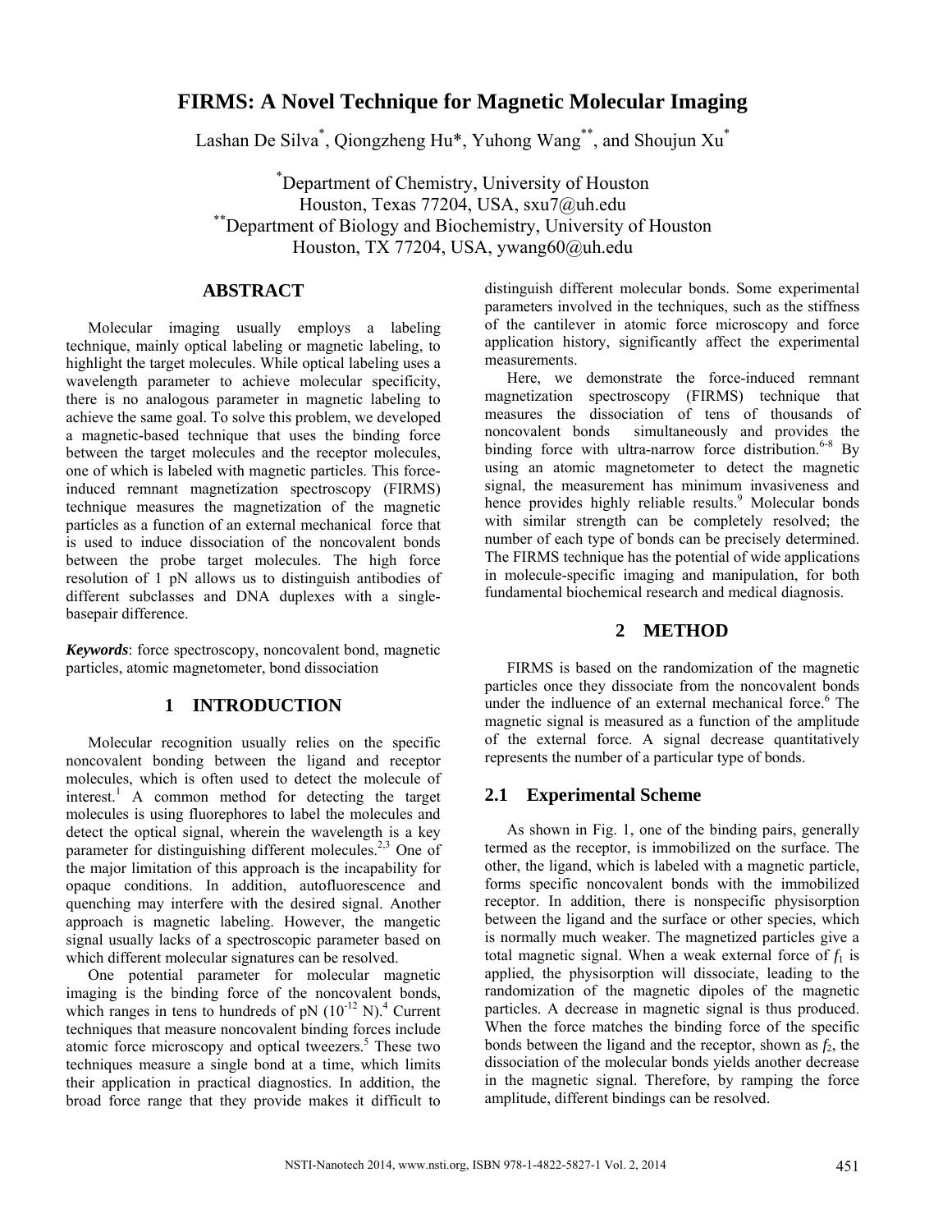# FIRMS: A Novel Technique for Magnetic Molecular Imaging

Lashan De Silva[*], Qiongzheng Hu*, Yuhong Wang[**], and Shoujun Xu[*]

[*]Department of Chemistry, University of Houston
Houston, Texas 77204, USA, sxu7@uh.edu
[**]Department of Biology and Biochemistry, University of Houston
Houston, TX 77204, USA, ywang60@uh.edu

## ABSTRACT

Molecular imaging usually employs a labeling technique, mainly optical labeling or magnetic labeling, to highlight the target molecules. While optical labeling uses a wavelength parameter to achieve molecular specificity, there is no analogous parameter in magnetic labeling to achieve the same goal. To solve this problem, we developed a magnetic-based technique that uses the binding force between the target molecules and the receptor molecules, one of which is labeled with magnetic particles. This force-induced remnant magnetization spectroscopy (FIRMS) technique measures the magnetization of the magnetic particles as a function of an external mechanical force that is used to induce dissociation of the noncovalent bonds between the probe target molecules. The high force resolution of 1 pN allows us to distinguish antibodies of different subclasses and DNA duplexes with a single-basepair difference.

***Keywords***: force spectroscopy, noncovalent bond, magnetic particles, atomic magnetometer, bond dissociation

## 1 INTRODUCTION

Molecular recognition usually relies on the specific noncovalent bonding between the ligand and receptor molecules, which is often used to detect the molecule of interest.[1] A common method for detecting the target molecules is using fluorephores to label the molecules and detect the optical signal, wherein the wavelength is a key parameter for distinguishing different molecules.[2,3] One of the major limitation of this approach is the incapability for opaque conditions. In addition, autofluorescence and quenching may interfere with the desired signal. Another approach is magnetic labeling. However, the mangetic signal usually lacks of a spectroscopic parameter based on which different molecular signatures can be resolved.

One potential parameter for molecular magnetic imaging is the binding force of the noncovalent bonds, which ranges in tens to hundreds of pN ($10^{-12}$ N).[4] Current techniques that measure noncovalent binding forces include atomic force microscopy and optical tweezers.[5] These two techniques measure a single bond at a time, which limits their application in practical diagnostics. In addition, the broad force range that they provide makes it difficult to distinguish different molecular bonds. Some experimental parameters involved in the techniques, such as the stiffness of the cantilever in atomic force microscopy and force application history, significantly affect the experimental measurements.

Here, we demonstrate the force-induced remnant magnetization spectroscopy (FIRMS) technique that measures the dissociation of tens of thousands of noncovalent bonds simultaneously and provides the binding force with ultra-narrow force distribution.[6-8] By using an atomic magnetometer to detect the magnetic signal, the measurement has minimum invasiveness and hence provides highly reliable results.[9] Molecular bonds with similar strength can be completely resolved; the number of each type of bonds can be precisely determined. The FIRMS technique has the potential of wide applications in molecule-specific imaging and manipulation, for both fundamental biochemical research and medical diagnosis.

## 2 METHOD

FIRMS is based on the randomization of the magnetic particles once they dissociate from the noncovalent bonds under the indluence of an external mechanical force.[6] The magnetic signal is measured as a function of the amplitude of the external force. A signal decrease quantitatively represents the number of a particular type of bonds.

### 2.1 Experimental Scheme

As shown in Fig. 1, one of the binding pairs, generally termed as the receptor, is immobilized on the surface. The other, the ligand, which is labeled with a magnetic particle, forms specific noncovalent bonds with the immobilized receptor. In addition, there is nonspecific physisorption between the ligand and the surface or other species, which is normally much weaker. The magnetized particles give a total magnetic signal. When a weak external force of $f_1$ is applied, the physisorption will dissociate, leading to the randomization of the magnetic dipoles of the magnetic particles. A decrease in magnetic signal is thus produced. When the force matches the binding force of the specific bonds between the ligand and the receptor, shown as $f_2$, the dissociation of the molecular bonds yields another decrease in the magnetic signal. Therefore, by ramping the force amplitude, different bindings can be resolved.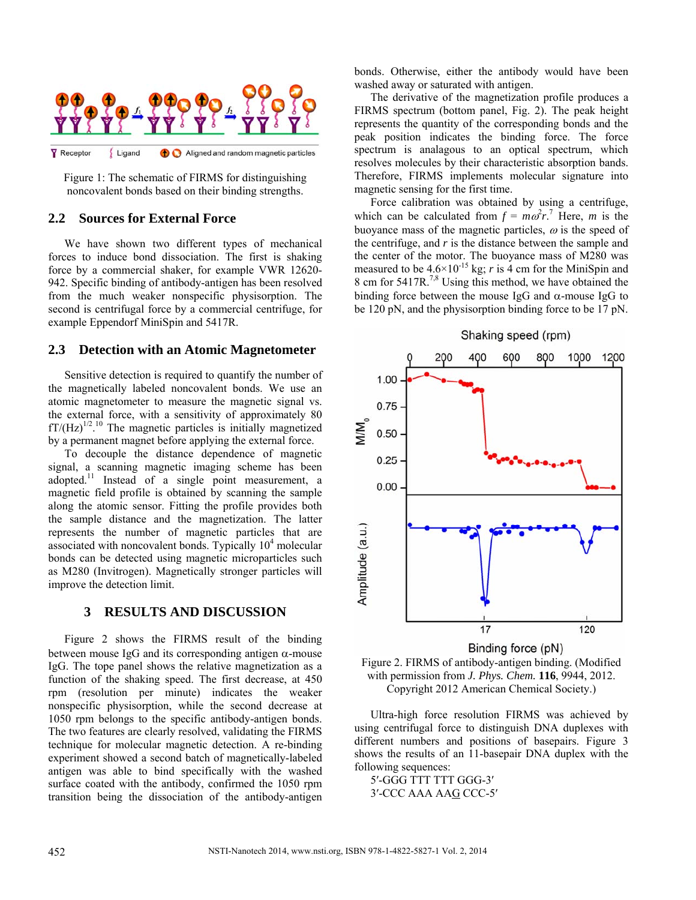Figure 1: The schematic of FIRMS for distinguishing noncovalent bonds based on their binding strengths.

## 2.2 Sources for External Force

We have shown two different types of mechanical forces to induce bond dissociation. The first is shaking force by a commercial shaker, for example VWR 12620-942. Specific binding of antibody-antigen has been resolved from the much weaker nonspecific physisorption. The second is centrifugal force by a commercial centrifuge, for example Eppendorf MiniSpin and 5417R.

## 2.3 Detection with an Atomic Magnetometer

Sensitive detection is required to quantify the number of the magnetically labeled noncovalent bonds. We use an atomic magnetometer to measure the magnetic signal vs. the external force, with a sensitivity of approximately 80 fT/(Hz)$^{1/2}$.[10] The magnetic particles is initially magnetized by a permanent magnet before applying the external force.

To decouple the distance dependence of magnetic signal, a scanning magnetic imaging scheme has been adopted.[11] Instead of a single point measurement, a magnetic field profile is obtained by scanning the sample along the atomic sensor. Fitting the profile provides both the sample distance and the magnetization. The latter represents the number of magnetic particles that are associated with noncovalent bonds. Typically $10^4$ molecular bonds can be detected using magnetic microparticles such as M280 (Invitrogen). Magnetically stronger particles will improve the detection limit.

# 3 RESULTS AND DISCUSSION

Figure 2 shows the FIRMS result of the binding between mouse IgG and its corresponding antigen α-mouse IgG. The tope panel shows the relative magnetization as a function of the shaking speed. The first decrease, at 450 rpm (resolution per minute) indicates the weaker nonspecific physisorption, while the second decrease at 1050 rpm belongs to the specific antibody-antigen bonds. The two features are clearly resolved, validating the FIRMS technique for molecular magnetic detection. A re-binding experiment showed a second batch of magnetically-labeled antigen was able to bind specifically with the washed surface coated with the antibody, confirmed the 1050 rpm transition being the dissociation of the antibody-antigen bonds. Otherwise, either the antibody would have been washed away or saturated with antigen.

The derivative of the magnetization profile produces a FIRMS spectrum (bottom panel, Fig. 2). The peak height represents the quantity of the corresponding bonds and the peak position indicates the binding force. The force spectrum is analagous to an optical spectrum, which resolves molecules by their characteristic absorption bands. Therefore, FIRMS implements molecular signature into magnetic sensing for the first time.

Force calibration was obtained by using a centrifuge, which can be calculated from $f = m\omega^2 r$.[7] Here, $m$ is the buoyance mass of the magnetic particles, $\omega$ is the speed of the centrifuge, and $r$ is the distance between the sample and the center of the motor. The buoyance mass of M280 was measured to be $4.6\times10^{-15}$ kg; $r$ is 4 cm for the MiniSpin and 8 cm for 5417R.[7,8] Using this method, we have obtained the binding force between the mouse IgG and α-mouse IgG to be 120 pN, and the physisorption binding force to be 17 pN.

Figure 2. FIRMS of antibody-antigen binding. (Modified with permission from *J. Phys. Chem.* **116**, 9944, 2012. Copyright 2012 American Chemical Society.)

Ultra-high force resolution FIRMS was achieved by using centrifugal force to distinguish DNA duplexes with different numbers and positions of basepairs. Figure 3 shows the results of an 11-basepair DNA duplex with the following sequences:

5′-GGG TTT TTT GGG-3′
3′-CCC AAA AAG CCC-5′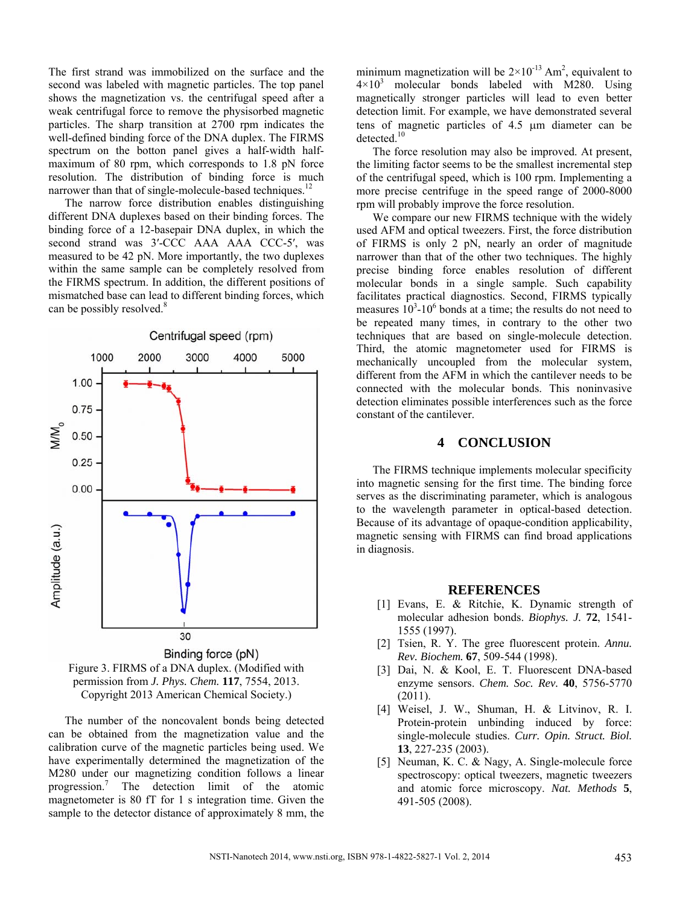The first strand was immobilized on the surface and the second was labeled with magnetic particles. The top panel shows the magnetization vs. the centrifugal speed after a weak centrifugal force to remove the physisorbed magnetic particles. The sharp transition at 2700 rpm indicates the well-defined binding force of the DNA duplex. The FIRMS spectrum on the botton panel gives a half-width half-maximum of 80 rpm, which corresponds to 1.8 pN force resolution. The distribution of binding force is much narrower than that of single-molecule-based techniques.[12]

The narrow force distribution enables distinguishing different DNA duplexes based on their binding forces. The binding force of a 12-basepair DNA duplex, in which the second strand was 3′-CCC AAA AAA CCC-5′, was measured to be 42 pN. More importantly, the two duplexes within the same sample can be completely resolved from the FIRMS spectrum. In addition, the different positions of mismatched base can lead to different binding forces, which can be possibly resolved.[8]

Figure 3. FIRMS of a DNA duplex. (Modified with permission from *J. Phys. Chem.* **117**, 7554, 2013. Copyright 2013 American Chemical Society.)

The number of the noncovalent bonds being detected can be obtained from the magnetization value and the calibration curve of the magnetic particles being used. We have experimentally determined the magnetization of the M280 under our magnetizing condition follows a linear progression.[7] The detection limit of the atomic magnetometer is 80 fT for 1 s integration time. Given the sample to the detector distance of approximately 8 mm, the minimum magnetization will be $2\times10^{-13}$ $\mathrm{Am^2}$, equivalent to $4\times10^{3}$ molecular bonds labeled with M280. Using magnetically stronger particles will lead to even better detection limit. For example, we have demonstrated several tens of magnetic particles of 4.5 μm diameter can be detected.[10]

The force resolution may also be improved. At present, the limiting factor seems to be the smallest incremental step of the centrifugal speed, which is 100 rpm. Implementing a more precise centrifuge in the speed range of 2000-8000 rpm will probably improve the force resolution.

We compare our new FIRMS technique with the widely used AFM and optical tweezers. First, the force distribution of FIRMS is only 2 pN, nearly an order of magnitude narrower than that of the other two techniques. The highly precise binding force enables resolution of different molecular bonds in a single sample. Such capability facilitates practical diagnostics. Second, FIRMS typically measures $10^3$-$10^6$ bonds at a time; the results do not need to be repeated many times, in contrary to the other two techniques that are based on single-molecule detection. Third, the atomic magnetometer used for FIRMS is mechanically uncoupled from the molecular system, different from the AFM in which the cantilever needs to be connected with the molecular bonds. This noninvasive detection eliminates possible interferences such as the force constant of the cantilever.

## 4 CONCLUSION

The FIRMS technique implements molecular specificity into magnetic sensing for the first time. The binding force serves as the discriminating parameter, which is analogous to the wavelength parameter in optical-based detection. Because of its advantage of opaque-condition applicability, magnetic sensing with FIRMS can find broad applications in diagnosis.

## REFERENCES

[1] Evans, E. & Ritchie, K. Dynamic strength of molecular adhesion bonds. *Biophys. J.* **72**, 1541-1555 (1997).

[2] Tsien, R. Y. The gree fluorescent protein. *Annu. Rev. Biochem.* **67**, 509-544 (1998).

[3] Dai, N. & Kool, E. T. Fluorescent DNA-based enzyme sensors. *Chem. Soc. Rev.* **40**, 5756-5770 (2011).

[4] Weisel, J. W., Shuman, H. & Litvinov, R. I. Protein-protein unbinding induced by force: single-molecule studies. *Curr. Opin. Struct. Biol.* **13**, 227-235 (2003).

[5] Neuman, K. C. & Nagy, A. Single-molecule force spectroscopy: optical tweezers, magnetic tweezers and atomic force microscopy. *Nat. Methods* **5**, 491-505 (2008).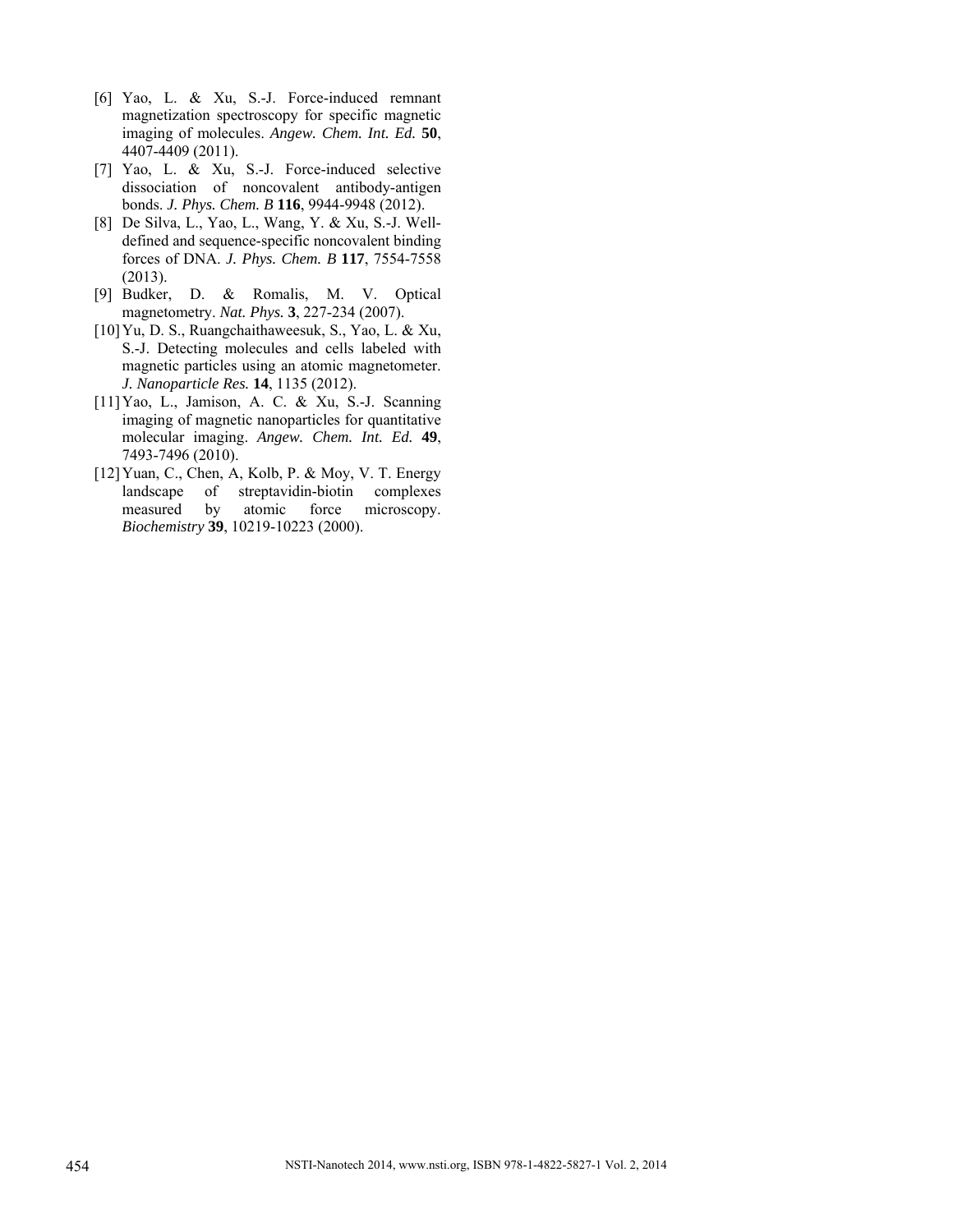[6] Yao, L. & Xu, S.-J. Force-induced remnant magnetization spectroscopy for specific magnetic imaging of molecules. *Angew. Chem. Int. Ed.* **50**, 4407-4409 (2011).

[7] Yao, L. & Xu, S.-J. Force-induced selective dissociation of noncovalent antibody-antigen bonds. *J. Phys. Chem. B* **116**, 9944-9948 (2012).

[8] De Silva, L., Yao, L., Wang, Y. & Xu, S.-J. Well-defined and sequence-specific noncovalent binding forces of DNA. *J. Phys. Chem. B* **117**, 7554-7558 (2013).

[9] Budker, D. & Romalis, M. V. Optical magnetometry. *Nat. Phys.* **3**, 227-234 (2007).

[10] Yu, D. S., Ruangchaithaweesuk, S., Yao, L. & Xu, S.-J. Detecting molecules and cells labeled with magnetic particles using an atomic magnetometer. *J. Nanoparticle Res.* **14**, 1135 (2012).

[11] Yao, L., Jamison, A. C. & Xu, S.-J. Scanning imaging of magnetic nanoparticles for quantitative molecular imaging. *Angew. Chem. Int. Ed.* **49**, 7493-7496 (2010).

[12] Yuan, C., Chen, A, Kolb, P. & Moy, V. T. Energy landscape of streptavidin-biotin complexes measured by atomic force microscopy. *Biochemistry* **39**, 10219-10223 (2000).